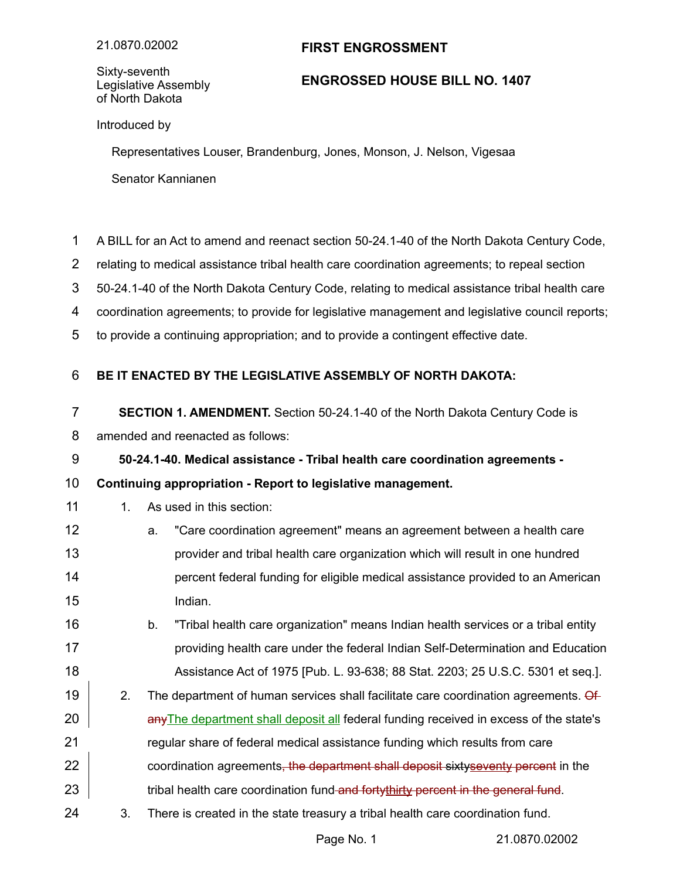21.0870.02002

Sixty-seventh Legislative Assembly of North Dakota

**FIRST ENGROSSMENT**

**ENGROSSED HOUSE BILL NO. 1407**

Introduced by

Representatives Louser, Brandenburg, Jones, Monson, J. Nelson, Vigesaa

Senator Kannianen

A BILL for an Act to amend and reenact section 50-24.1-40 of the North Dakota Century Code, relating to medical assistance tribal health care coordination agreements; to repeal section 50-24.1-40 of the North Dakota Century Code, relating to medical assistance tribal health care coordination agreements; to provide for legislative management and legislative council reports; to provide a continuing appropriation; and to provide a contingent effective date.

**BE IT ENACTED BY THE LEGISLATIVE ASSEMBLY OF NORTH DAKOTA:**

**SECTION 1. AMENDMENT.** Section 50-24.1-40 of the North Dakota Century Code is amended and reenacted as follows:

**50-24.1-40. Medical assistance - Tribal health care coordination agreements - Continuing appropriation - Report to legislative management.**

1. As used in this section:
   a. "Care coordination agreement" means an agreement between a health care provider and tribal health care organization which will result in one hundred percent federal funding for eligible medical assistance provided to an American Indian.
   b. "Tribal health care organization" means Indian health services or a tribal entity providing health care under the federal Indian Self-Determination and Education Assistance Act of 1975 [Pub. L. 93-638; 88 Stat. 2203; 25 U.S.C. 5301 et seq.].
2. The department of human services shall facilitate care coordination agreements. ~~Of any~~The department shall deposit all federal funding received in excess of the state's regular share of federal medical assistance funding which results from care coordination agreements~~, the department shall deposit~~ ~~sixty~~~~seventy percent~~ in the tribal health care coordination fund ~~and forty~~~~thirty~~ ~~percent in the general fund~~.
3. There is created in the state treasury a tribal health care coordination fund.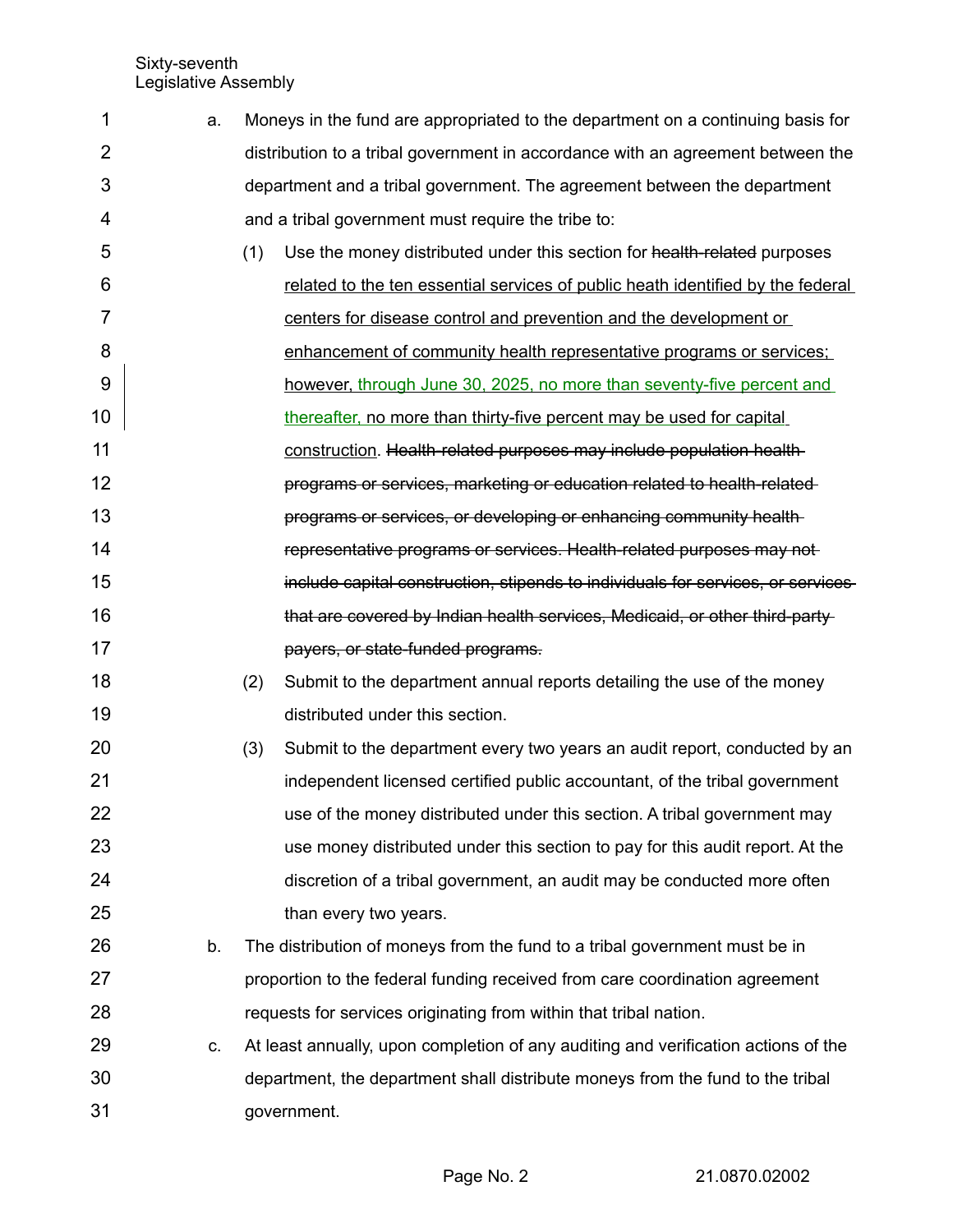a. Moneys in the fund are appropriated to the department on a continuing basis for distribution to a tribal government in accordance with an agreement between the department and a tribal government. The agreement between the department and a tribal government must require the tribe to:

   (1) Use the money distributed under this section for ~~health-related~~ purposes <u>related to the ten essential services of public heath identified by the federal centers for disease control and prevention and the development or enhancement of community health representative programs or services; however, through June 30, 2025, no more than seventy-five percent and thereafter, no more than thirty-five percent may be used for capital construction</u>. ~~Health-related purposes may include population health programs or services, marketing or education related to health-related programs or services, or developing or enhancing community health representative programs or services. Health-related purposes may not include capital construction, stipends to individuals for services, or services that are covered by Indian health services, Medicaid, or other third-party payers, or state-funded programs.~~

   (2) Submit to the department annual reports detailing the use of the money distributed under this section.

   (3) Submit to the department every two years an audit report, conducted by an independent licensed certified public accountant, of the tribal government use of the money distributed under this section. A tribal government may use money distributed under this section to pay for this audit report. At the discretion of a tribal government, an audit may be conducted more often than every two years.

b. The distribution of moneys from the fund to a tribal government must be in proportion to the federal funding received from care coordination agreement requests for services originating from within that tribal nation.

c. At least annually, upon completion of any auditing and verification actions of the department, the department shall distribute moneys from the fund to the tribal government.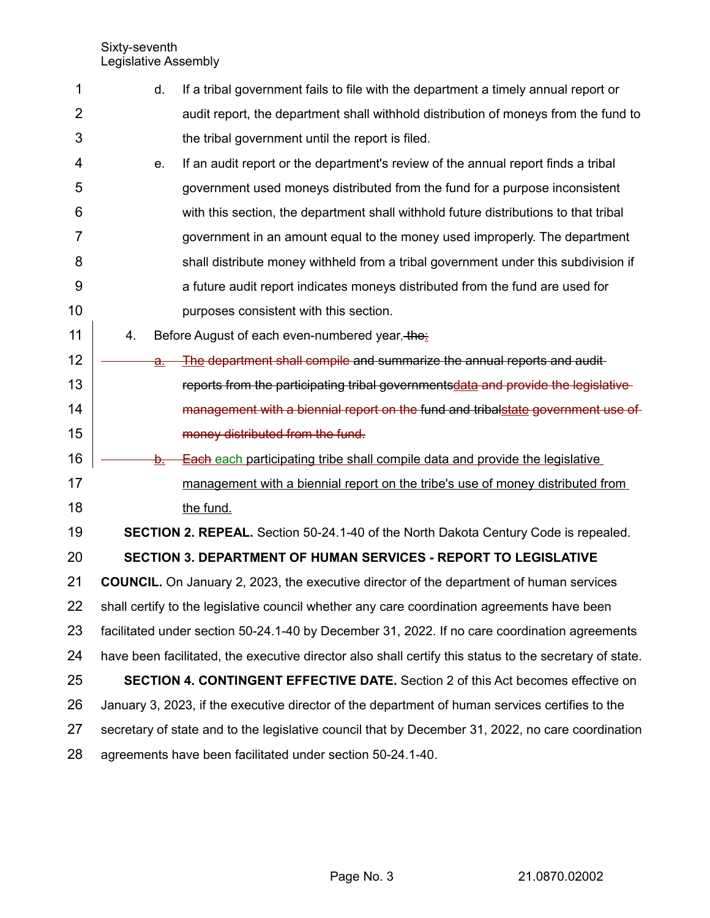d. If a tribal government fails to file with the department a timely annual report or audit report, the department shall withhold distribution of moneys from the fund to the tribal government until the report is filed.

e. If an audit report or the department's review of the annual report finds a tribal government used moneys distributed from the fund for a purpose inconsistent with this section, the department shall withhold future distributions to that tribal government in an amount equal to the money used improperly. The department shall distribute money withheld from a tribal government under this subdivision if a future audit report indicates moneys distributed from the fund are used for purposes consistent with this section.

4. Before August of each even-numbered year, ~~the~~:

~~a. The department shall compile and summarize the annual reports and audit reports from the participating tribal governmentsdata and provide the legislative management with a biennial report on the fund and tribalstate government use of money distributed from the fund.~~

~~b. Each~~ each participating tribe shall compile data and provide the legislative management with a biennial report on the tribe's use of money distributed from the fund.

**SECTION 2. REPEAL.** Section 50-24.1-40 of the North Dakota Century Code is repealed.

**SECTION 3. DEPARTMENT OF HUMAN SERVICES - REPORT TO LEGISLATIVE COUNCIL.** On January 2, 2023, the executive director of the department of human services shall certify to the legislative council whether any care coordination agreements have been facilitated under section 50-24.1-40 by December 31, 2022. If no care coordination agreements have been facilitated, the executive director also shall certify this status to the secretary of state.

**SECTION 4. CONTINGENT EFFECTIVE DATE.** Section 2 of this Act becomes effective on January 3, 2023, if the executive director of the department of human services certifies to the secretary of state and to the legislative council that by December 31, 2022, no care coordination agreements have been facilitated under section 50-24.1-40.